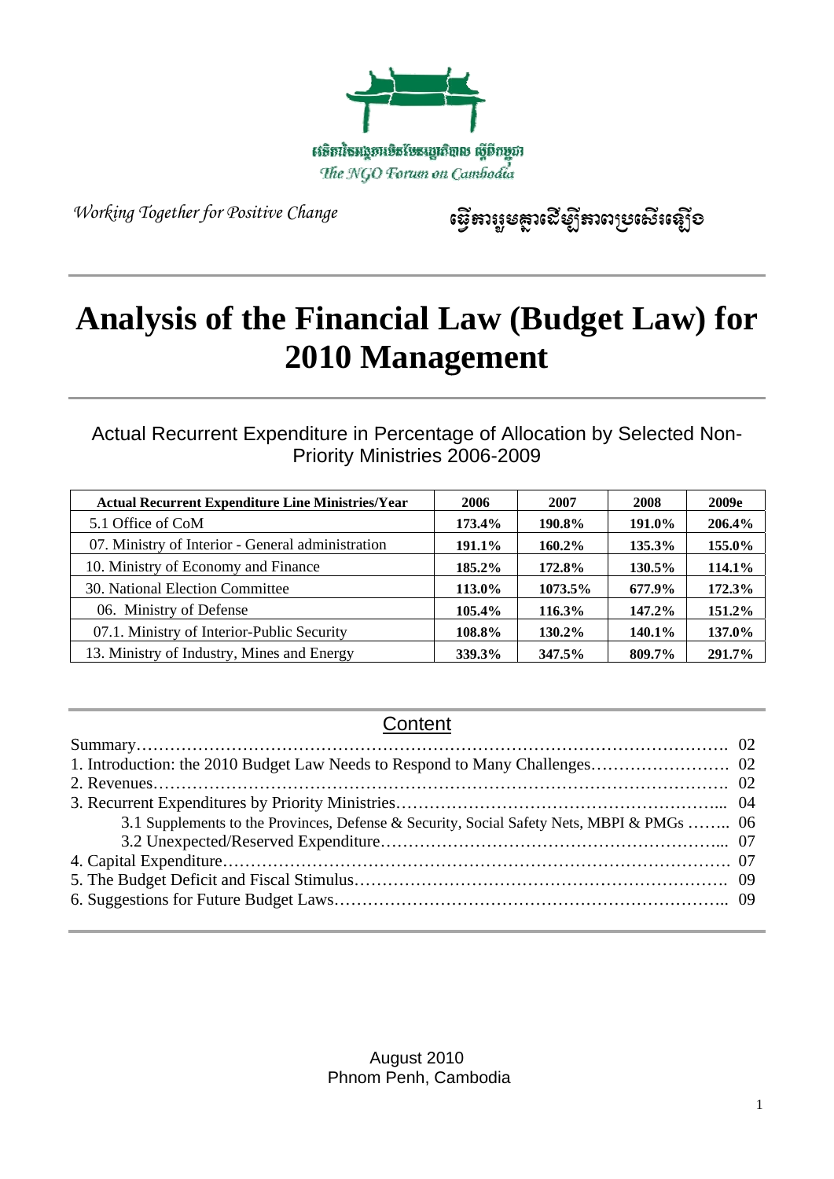គណៈកម្មាធិការសម្របសម្រួលអង្គការមិនមែនរដ្ឋាភិបាល ស្តីពីកម្ពុជា

*The NGO Forum on Cambodia*

*Working Together for Positive Change*

ធ្វើការរួមគ្នាដើម្បីការប្រែប្រួលល្អប្រសើរ

# Analysis of the Financial Law (Budget Law) for 2010 Management

## Actual Recurrent Expenditure in Percentage of Allocation by Selected Non-Priority Ministries 2006-2009

| Actual Recurrent Expenditure Line Ministries/Year | 2006 | 2007 | 2008 | 2009e |
|---|---|---|---|---|
| 5.1 Office of CoM | **173.4%** | **190.8%** | **191.0%** | **206.4%** |
| 07. Ministry of Interior - General administration | **191.1%** | **160.2%** | **135.3%** | **155.0%** |
| 10. Ministry of Economy and Finance | **185.2%** | **172.8%** | **130.5%** | **114.1%** |
| 30. National Election Committee | **113.0%** | **1073.5%** | **677.9%** | **172.3%** |
| 06. Ministry of Defense | **105.4%** | **116.3%** | **147.2%** | **151.2%** |
| 07.1. Ministry of Interior-Public Security | **108.8%** | **130.2%** | **140.1%** | **137.0%** |
| 13. Ministry of Industry, Mines and Energy | **339.3%** | **347.5%** | **809.7%** | **291.7%** |

## Content

Summary………………………………………………………………………………………. 02
1. Introduction: the 2010 Budget Law Needs to Respond to Many Challenges……………………. 02
2. Revenues………………………………………………………………………………………. 02
3. Recurrent Expenditures by Priority Ministries…………………………………………………... 04
   3.1 Supplements to the Provinces, Defense & Security, Social Safety Nets, MBPI & PMGs …….. 06
   3.2 Unexpected/Reserved Expenditure……………………………………………………... 07
4. Capital Expenditure……………………………………………………………………………. 07
5. The Budget Deficit and Fiscal Stimulus…………………………………………………………. 09
6. Suggestions for Future Budget Laws………………………………………………………….. 09

August 2010
Phnom Penh, Cambodia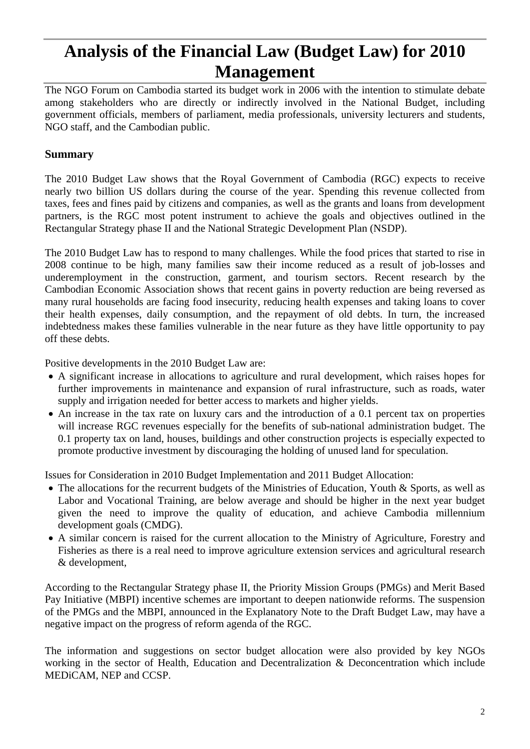# Analysis of the Financial Law (Budget Law) for 2010 Management

The NGO Forum on Cambodia started its budget work in 2006 with the intention to stimulate debate among stakeholders who are directly or indirectly involved in the National Budget, including government officials, members of parliament, media professionals, university lecturers and students, NGO staff, and the Cambodian public.

### Summary

The 2010 Budget Law shows that the Royal Government of Cambodia (RGC) expects to receive nearly two billion US dollars during the course of the year. Spending this revenue collected from taxes, fees and fines paid by citizens and companies, as well as the grants and loans from development partners, is the RGC most potent instrument to achieve the goals and objectives outlined in the Rectangular Strategy phase II and the National Strategic Development Plan (NSDP).

The 2010 Budget Law has to respond to many challenges. While the food prices that started to rise in 2008 continue to be high, many families saw their income reduced as a result of job-losses and underemployment in the construction, garment, and tourism sectors. Recent research by the Cambodian Economic Association shows that recent gains in poverty reduction are being reversed as many rural households are facing food insecurity, reducing health expenses and taking loans to cover their health expenses, daily consumption, and the repayment of old debts. In turn, the increased indebtedness makes these families vulnerable in the near future as they have little opportunity to pay off these debts.

Positive developments in the 2010 Budget Law are:

- A significant increase in allocations to agriculture and rural development, which raises hopes for further improvements in maintenance and expansion of rural infrastructure, such as roads, water supply and irrigation needed for better access to markets and higher yields.
- An increase in the tax rate on luxury cars and the introduction of a 0.1 percent tax on properties will increase RGC revenues especially for the benefits of sub-national administration budget. The 0.1 property tax on land, houses, buildings and other construction projects is especially expected to promote productive investment by discouraging the holding of unused land for speculation.

Issues for Consideration in 2010 Budget Implementation and 2011 Budget Allocation:

- The allocations for the recurrent budgets of the Ministries of Education, Youth & Sports, as well as Labor and Vocational Training, are below average and should be higher in the next year budget given the need to improve the quality of education, and achieve Cambodia millennium development goals (CMDG).
- A similar concern is raised for the current allocation to the Ministry of Agriculture, Forestry and Fisheries as there is a real need to improve agriculture extension services and agricultural research & development,

According to the Rectangular Strategy phase II, the Priority Mission Groups (PMGs) and Merit Based Pay Initiative (MBPI) incentive schemes are important to deepen nationwide reforms. The suspension of the PMGs and the MBPI, announced in the Explanatory Note to the Draft Budget Law, may have a negative impact on the progress of reform agenda of the RGC.

The information and suggestions on sector budget allocation were also provided by key NGOs working in the sector of Health, Education and Decentralization & Deconcentration which include MEDiCAM, NEP and CCSP.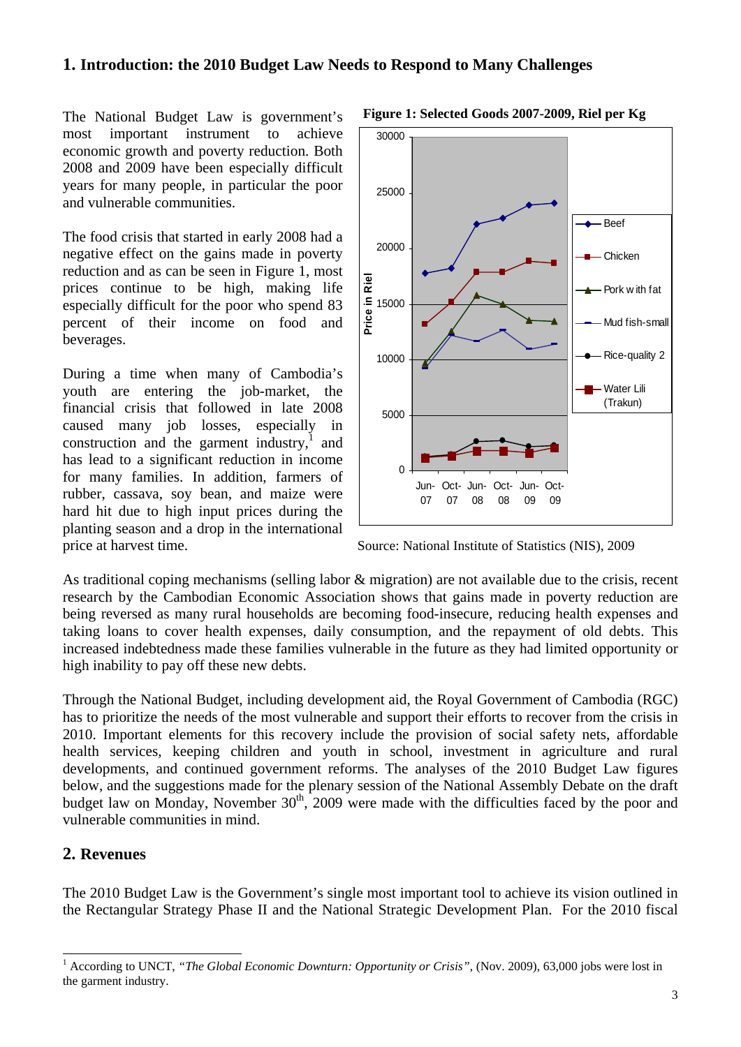## 1. Introduction: the 2010 Budget Law Needs to Respond to Many Challenges

The National Budget Law is government's most important instrument to achieve economic growth and poverty reduction. Both 2008 and 2009 have been especially difficult years for many people, in particular the poor and vulnerable communities.

The food crisis that started in early 2008 had a negative effect on the gains made in poverty reduction and as can be seen in Figure 1, most prices continue to be high, making life especially difficult for the poor who spend 83 percent of their income on food and beverages.

During a time when many of Cambodia's youth are entering the job-market, the financial crisis that followed in late 2008 caused many job losses, especially in construction and the garment industry,[1] and has lead to a significant reduction in income for many families. In addition, farmers of rubber, cassava, soy bean, and maize were hard hit due to high input prices during the planting season and a drop in the international price at harvest time.

**Figure 1: Selected Goods 2007-2009, Riel per Kg**

Source: National Institute of Statistics (NIS), 2009

As traditional coping mechanisms (selling labor & migration) are not available due to the crisis, recent research by the Cambodian Economic Association shows that gains made in poverty reduction are being reversed as many rural households are becoming food-insecure, reducing health expenses and taking loans to cover health expenses, daily consumption, and the repayment of old debts. This increased indebtedness made these families vulnerable in the future as they had limited opportunity or high inability to pay off these new debts.

Through the National Budget, including development aid, the Royal Government of Cambodia (RGC) has to prioritize the needs of the most vulnerable and support their efforts to recover from the crisis in 2010. Important elements for this recovery include the provision of social safety nets, affordable health services, keeping children and youth in school, investment in agriculture and rural developments, and continued government reforms. The analyses of the 2010 Budget Law figures below, and the suggestions made for the plenary session of the National Assembly Debate on the draft budget law on Monday, November 30th, 2009 were made with the difficulties faced by the poor and vulnerable communities in mind.

## 2. Revenues

The 2010 Budget Law is the Government's single most important tool to achieve its vision outlined in the Rectangular Strategy Phase II and the National Strategic Development Plan. For the 2010 fiscal

---

[1] According to UNCT, *"The Global Economic Downturn: Opportunity or Crisis"*, (Nov. 2009), 63,000 jobs were lost in the garment industry.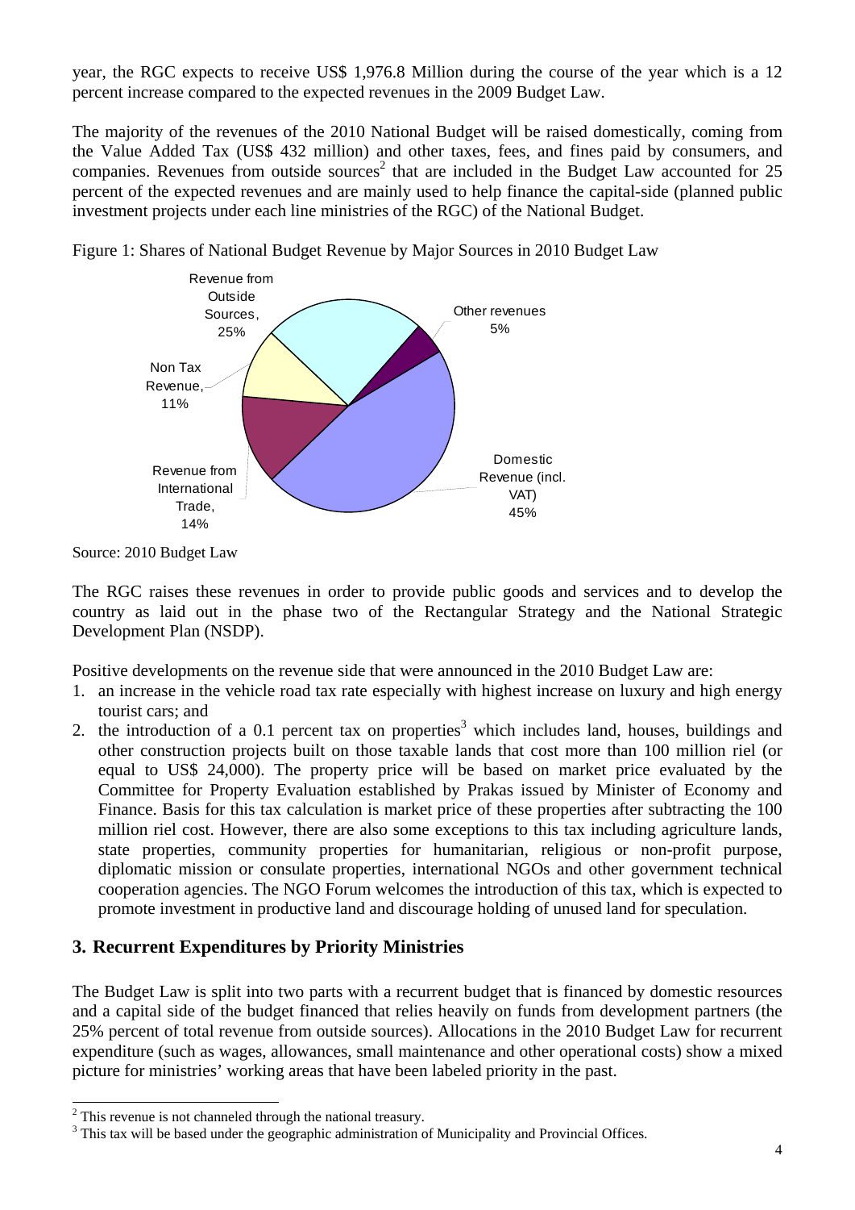year, the RGC expects to receive US$ 1,976.8 Million during the course of the year which is a 12 percent increase compared to the expected revenues in the 2009 Budget Law.

The majority of the revenues of the 2010 National Budget will be raised domestically, coming from the Value Added Tax (US$ 432 million) and other taxes, fees, and fines paid by consumers, and companies. Revenues from outside sources[2] that are included in the Budget Law accounted for 25 percent of the expected revenues and are mainly used to help finance the capital-side (planned public investment projects under each line ministries of the RGC) of the National Budget.

Figure 1: Shares of National Budget Revenue by Major Sources in 2010 Budget Law

| Source | Share |
|---|---|
| Revenue from Outside Sources | 25% |
| Other revenues | 5% |
| Domestic Revenue (incl. VAT) | 45% |
| Revenue from International Trade | 14% |
| Non Tax Revenue | 11% |

Source: 2010 Budget Law

The RGC raises these revenues in order to provide public goods and services and to develop the country as laid out in the phase two of the Rectangular Strategy and the National Strategic Development Plan (NSDP).

Positive developments on the revenue side that were announced in the 2010 Budget Law are:

1. an increase in the vehicle road tax rate especially with highest increase on luxury and high energy tourist cars; and
2. the introduction of a 0.1 percent tax on properties[3] which includes land, houses, buildings and other construction projects built on those taxable lands that cost more than 100 million riel (or equal to US$ 24,000). The property price will be based on market price evaluated by the Committee for Property Evaluation established by Prakas issued by Minister of Economy and Finance. Basis for this tax calculation is market price of these properties after subtracting the 100 million riel cost. However, there are also some exceptions to this tax including agriculture lands, state properties, community properties for humanitarian, religious or non-profit purpose, diplomatic mission or consulate properties, international NGOs and other government technical cooperation agencies. The NGO Forum welcomes the introduction of this tax, which is expected to promote investment in productive land and discourage holding of unused land for speculation.

## 3. Recurrent Expenditures by Priority Ministries

The Budget Law is split into two parts with a recurrent budget that is financed by domestic resources and a capital side of the budget financed that relies heavily on funds from development partners (the 25% percent of total revenue from outside sources). Allocations in the 2010 Budget Law for recurrent expenditure (such as wages, allowances, small maintenance and other operational costs) show a mixed picture for ministries' working areas that have been labeled priority in the past.

[2] This revenue is not channeled through the national treasury.

[3] This tax will be based under the geographic administration of Municipality and Provincial Offices.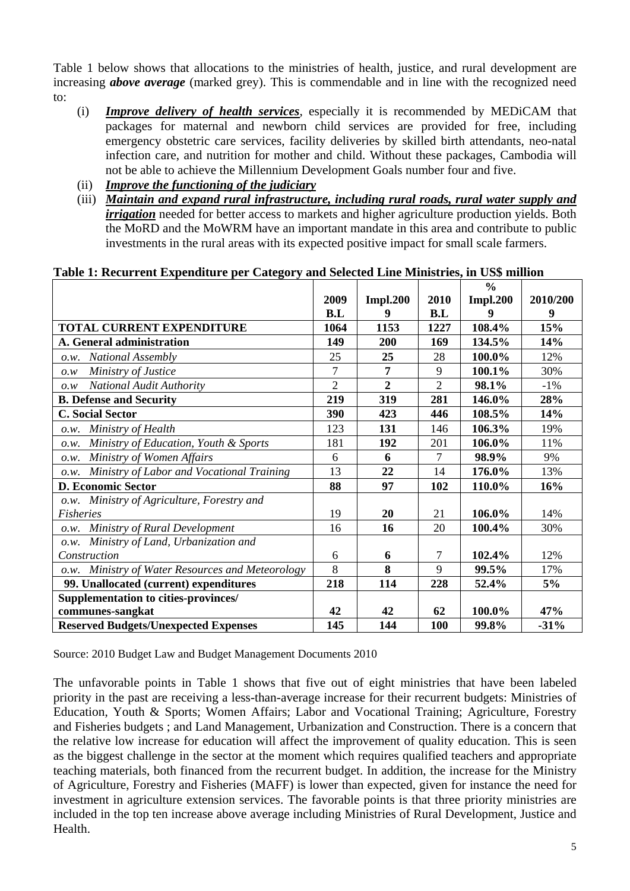Table 1 below shows that allocations to the ministries of health, justice, and rural development are increasing ***above average*** (marked grey). This is commendable and in line with the recognized need to:

(i) ***Improve delivery of health services***, especially it is recommended by MEDiCAM that packages for maternal and newborn child services are provided for free, including emergency obstetric care services, facility deliveries by skilled birth attendants, neo-natal infection care, and nutrition for mother and child. Without these packages, Cambodia will not be able to achieve the Millennium Development Goals number four and five.

(ii) ***Improve the functioning of the judiciary***

(iii) ***Maintain and expand rural infrastructure, including rural roads, rural water supply and irrigation*** needed for better access to markets and higher agriculture production yields. Both the MoRD and the MoWRM have an important mandate in this area and contribute to public investments in the rural areas with its expected positive impact for small scale farmers.

**Table 1: Recurrent Expenditure per Category and Selected Line Ministries, in US$ million**

| | 2009 B.L | Impl.2009 | 2010 B.L | % Impl.2009 | 2010/2009 |
|---|---|---|---|---|---|
| **TOTAL CURRENT EXPENDITURE** | **1064** | **1153** | **1227** | **108.4%** | **15%** |
| **A. General administration** | **149** | **200** | **169** | **134.5%** | **14%** |
| *o.w. National Assembly* | 25 | **25** | 28 | **100.0%** | 12% |
| *o.w Ministry of Justice* | 7 | **7** | 9 | **100.1%** | 30% |
| *o.w National Audit Authority* | 2 | **2** | 2 | **98.1%** | -1% |
| **B. Defense and Security** | **219** | **319** | **281** | **146.0%** | **28%** |
| **C. Social Sector** | **390** | **423** | **446** | **108.5%** | **14%** |
| *o.w. Ministry of Health* | 123 | **131** | 146 | **106.3%** | 19% |
| *o.w. Ministry of Education, Youth & Sports* | 181 | **192** | 201 | **106.0%** | 11% |
| *o.w. Ministry of Women Affairs* | 6 | **6** | 7 | **98.9%** | 9% |
| *o.w. Ministry of Labor and Vocational Training* | 13 | **22** | 14 | **176.0%** | 13% |
| **D. Economic Sector** | **88** | **97** | **102** | **110.0%** | **16%** |
| *o.w. Ministry of Agriculture, Forestry and Fisheries* | 19 | **20** | 21 | **106.0%** | 14% |
| *o.w. Ministry of Rural Development* | 16 | **16** | 20 | **100.4%** | 30% |
| *o.w. Ministry of Land, Urbanization and Construction* | 6 | **6** | 7 | **102.4%** | 12% |
| *o.w. Ministry of Water Resources and Meteorology* | 8 | **8** | 9 | **99.5%** | 17% |
| **99. Unallocated (current) expenditures** | **218** | **114** | **228** | **52.4%** | **5%** |
| **Supplementation to cities-provinces/ communes-sangkat** | **42** | **42** | **62** | **100.0%** | **47%** |
| **Reserved Budgets/Unexpected Expenses** | **145** | **144** | **100** | **99.8%** | **-31%** |

Source: 2010 Budget Law and Budget Management Documents 2010

The unfavorable points in Table 1 shows that five out of eight ministries that have been labeled priority in the past are receiving a less-than-average increase for their recurrent budgets: Ministries of Education, Youth & Sports; Women Affairs; Labor and Vocational Training; Agriculture, Forestry and Fisheries budgets ; and Land Management, Urbanization and Construction. There is a concern that the relative low increase for education will affect the improvement of quality education. This is seen as the biggest challenge in the sector at the moment which requires qualified teachers and appropriate teaching materials, both financed from the recurrent budget. In addition, the increase for the Ministry of Agriculture, Forestry and Fisheries (MAFF) is lower than expected, given for instance the need for investment in agriculture extension services. The favorable points is that three priority ministries are included in the top ten increase above average including Ministries of Rural Development, Justice and Health.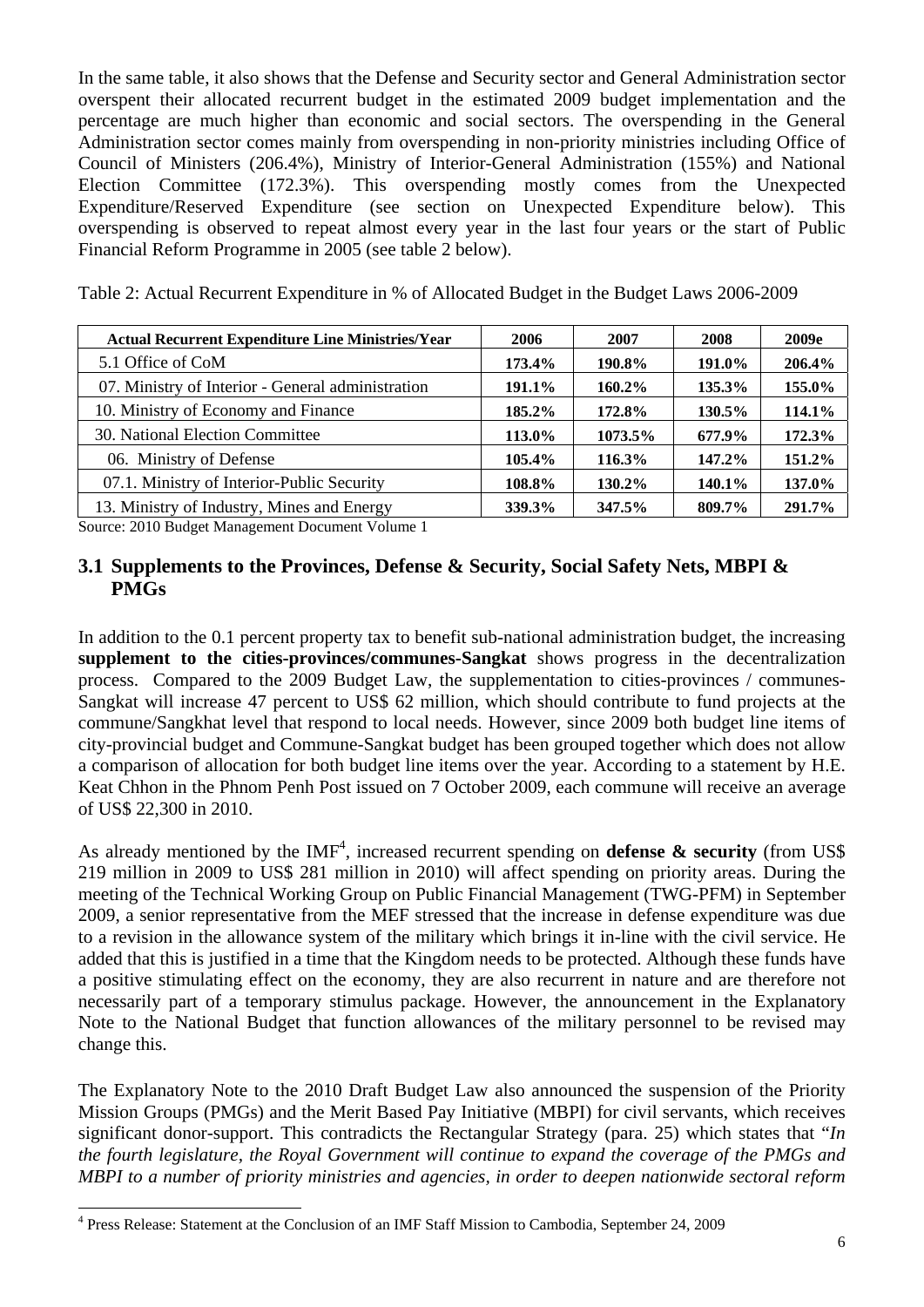In the same table, it also shows that the Defense and Security sector and General Administration sector overspent their allocated recurrent budget in the estimated 2009 budget implementation and the percentage are much higher than economic and social sectors. The overspending in the General Administration sector comes mainly from overspending in non-priority ministries including Office of Council of Ministers (206.4%), Ministry of Interior-General Administration (155%) and National Election Committee (172.3%). This overspending mostly comes from the Unexpected Expenditure/Reserved Expenditure (see section on Unexpected Expenditure below). This overspending is observed to repeat almost every year in the last four years or the start of Public Financial Reform Programme in 2005 (see table 2 below).

Table 2: Actual Recurrent Expenditure in % of Allocated Budget in the Budget Laws 2006-2009

| Actual Recurrent Expenditure Line Ministries/Year | 2006 | 2007 | 2008 | 2009e |
|---|---|---|---|---|
| 5.1 Office of CoM | **173.4%** | **190.8%** | **191.0%** | **206.4%** |
| 07. Ministry of Interior - General administration | **191.1%** | **160.2%** | **135.3%** | **155.0%** |
| 10. Ministry of Economy and Finance | **185.2%** | **172.8%** | **130.5%** | **114.1%** |
| 30. National Election Committee | **113.0%** | **1073.5%** | **677.9%** | **172.3%** |
| 06. Ministry of Defense | **105.4%** | **116.3%** | **147.2%** | **151.2%** |
| 07.1. Ministry of Interior-Public Security | **108.8%** | **130.2%** | **140.1%** | **137.0%** |
| 13. Ministry of Industry, Mines and Energy | **339.3%** | **347.5%** | **809.7%** | **291.7%** |

Source: 2010 Budget Management Document Volume 1

## 3.1 Supplements to the Provinces, Defense & Security, Social Safety Nets, MBPI & PMGs

In addition to the 0.1 percent property tax to benefit sub-national administration budget, the increasing **supplement to the cities-provinces/communes-Sangkat** shows progress in the decentralization process. Compared to the 2009 Budget Law, the supplementation to cities-provinces / communes-Sangkat will increase 47 percent to US$ 62 million, which should contribute to fund projects at the commune/Sangkhat level that respond to local needs. However, since 2009 both budget line items of city-provincial budget and Commune-Sangkat budget has been grouped together which does not allow a comparison of allocation for both budget line items over the year. According to a statement by H.E. Keat Chhon in the Phnom Penh Post issued on 7 October 2009, each commune will receive an average of US$ 22,300 in 2010.

As already mentioned by the IMF[4], increased recurrent spending on **defense & security** (from US$ 219 million in 2009 to US$ 281 million in 2010) will affect spending on priority areas. During the meeting of the Technical Working Group on Public Financial Management (TWG-PFM) in September 2009, a senior representative from the MEF stressed that the increase in defense expenditure was due to a revision in the allowance system of the military which brings it in-line with the civil service. He added that this is justified in a time that the Kingdom needs to be protected. Although these funds have a positive stimulating effect on the economy, they are also recurrent in nature and are therefore not necessarily part of a temporary stimulus package. However, the announcement in the Explanatory Note to the National Budget that function allowances of the military personnel to be revised may change this.

The Explanatory Note to the 2010 Draft Budget Law also announced the suspension of the Priority Mission Groups (PMGs) and the Merit Based Pay Initiative (MBPI) for civil servants, which receives significant donor-support. This contradicts the Rectangular Strategy (para. 25) which states that "*In the fourth legislature, the Royal Government will continue to expand the coverage of the PMGs and MBPI to a number of priority ministries and agencies, in order to deepen nationwide sectoral reform*

[4] Press Release: Statement at the Conclusion of an IMF Staff Mission to Cambodia, September 24, 2009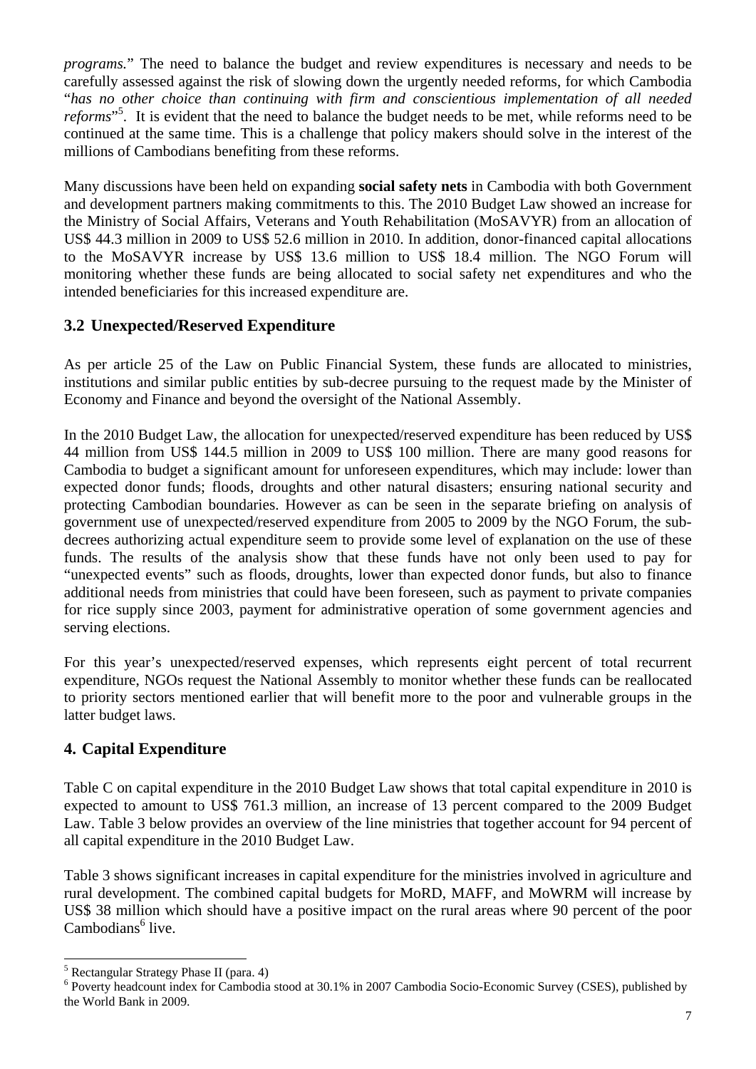*programs.*" The need to balance the budget and review expenditures is necessary and needs to be carefully assessed against the risk of slowing down the urgently needed reforms, for which Cambodia "*has no other choice than continuing with firm and conscientious implementation of all needed reforms*"[5]. It is evident that the need to balance the budget needs to be met, while reforms need to be continued at the same time. This is a challenge that policy makers should solve in the interest of the millions of Cambodians benefiting from these reforms.

Many discussions have been held on expanding **social safety nets** in Cambodia with both Government and development partners making commitments to this. The 2010 Budget Law showed an increase for the Ministry of Social Affairs, Veterans and Youth Rehabilitation (MoSAVYR) from an allocation of US$ 44.3 million in 2009 to US$ 52.6 million in 2010. In addition, donor-financed capital allocations to the MoSAVYR increase by US$ 13.6 million to US$ 18.4 million. The NGO Forum will monitoring whether these funds are being allocated to social safety net expenditures and who the intended beneficiaries for this increased expenditure are.

## 3.2 Unexpected/Reserved Expenditure

As per article 25 of the Law on Public Financial System, these funds are allocated to ministries, institutions and similar public entities by sub-decree pursuing to the request made by the Minister of Economy and Finance and beyond the oversight of the National Assembly.

In the 2010 Budget Law, the allocation for unexpected/reserved expenditure has been reduced by US$ 44 million from US$ 144.5 million in 2009 to US$ 100 million. There are many good reasons for Cambodia to budget a significant amount for unforeseen expenditures, which may include: lower than expected donor funds; floods, droughts and other natural disasters; ensuring national security and protecting Cambodian boundaries. However as can be seen in the separate briefing on analysis of government use of unexpected/reserved expenditure from 2005 to 2009 by the NGO Forum, the sub-decrees authorizing actual expenditure seem to provide some level of explanation on the use of these funds. The results of the analysis show that these funds have not only been used to pay for "unexpected events" such as floods, droughts, lower than expected donor funds, but also to finance additional needs from ministries that could have been foreseen, such as payment to private companies for rice supply since 2003, payment for administrative operation of some government agencies and serving elections.

For this year's unexpected/reserved expenses, which represents eight percent of total recurrent expenditure, NGOs request the National Assembly to monitor whether these funds can be reallocated to priority sectors mentioned earlier that will benefit more to the poor and vulnerable groups in the latter budget laws.

# 4. Capital Expenditure

Table C on capital expenditure in the 2010 Budget Law shows that total capital expenditure in 2010 is expected to amount to US$ 761.3 million, an increase of 13 percent compared to the 2009 Budget Law. Table 3 below provides an overview of the line ministries that together account for 94 percent of all capital expenditure in the 2010 Budget Law.

Table 3 shows significant increases in capital expenditure for the ministries involved in agriculture and rural development. The combined capital budgets for MoRD, MAFF, and MoWRM will increase by US$ 38 million which should have a positive impact on the rural areas where 90 percent of the poor Cambodians[6] live.

---

[5] Rectangular Strategy Phase II (para. 4)

[6] Poverty headcount index for Cambodia stood at 30.1% in 2007 Cambodia Socio-Economic Survey (CSES), published by the World Bank in 2009.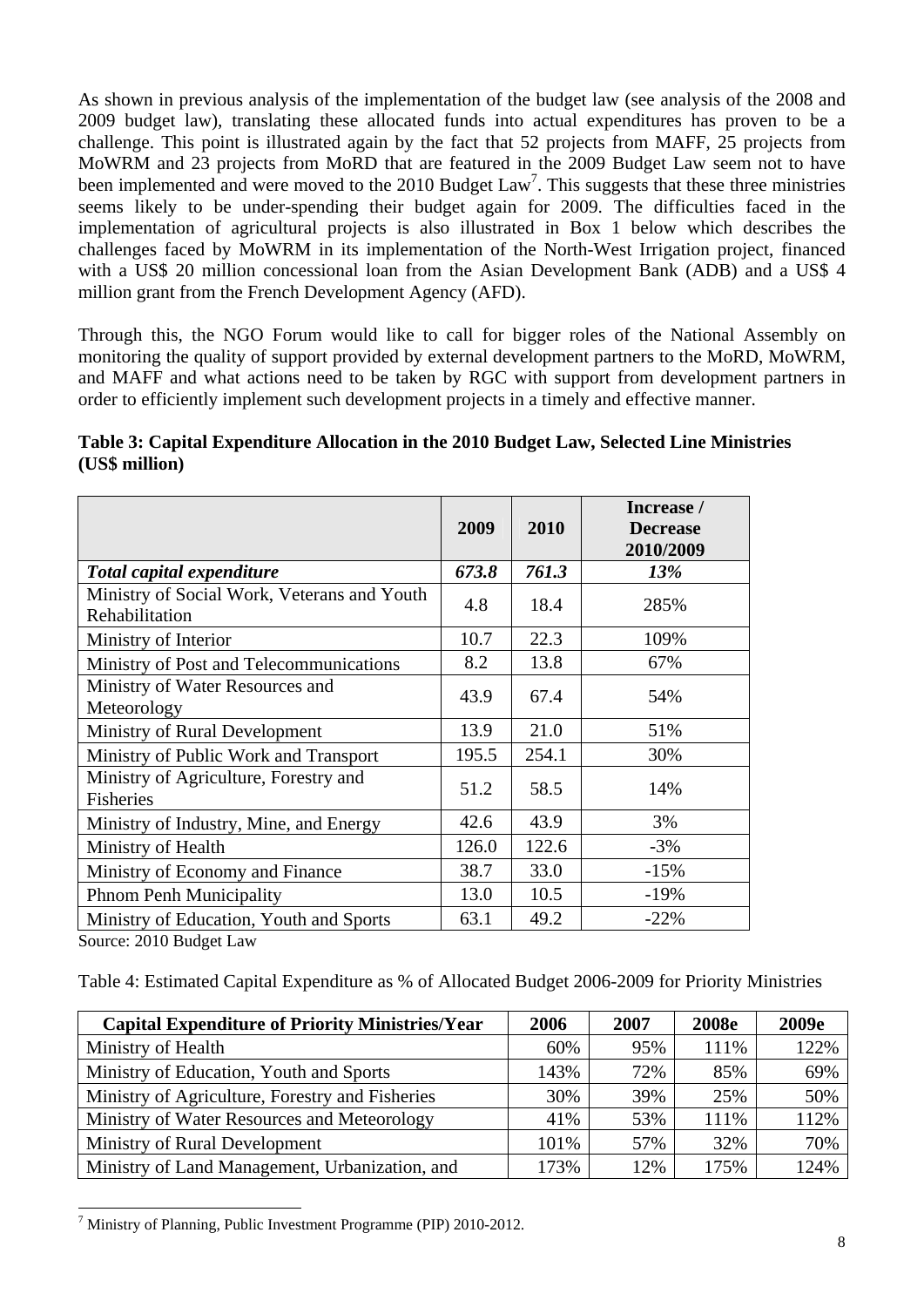As shown in previous analysis of the implementation of the budget law (see analysis of the 2008 and 2009 budget law), translating these allocated funds into actual expenditures has proven to be a challenge. This point is illustrated again by the fact that 52 projects from MAFF, 25 projects from MoWRM and 23 projects from MoRD that are featured in the 2009 Budget Law seem not to have been implemented and were moved to the 2010 Budget Law[7]. This suggests that these three ministries seems likely to be under-spending their budget again for 2009. The difficulties faced in the implementation of agricultural projects is also illustrated in Box 1 below which describes the challenges faced by MoWRM in its implementation of the North-West Irrigation project, financed with a US$ 20 million concessional loan from the Asian Development Bank (ADB) and a US$ 4 million grant from the French Development Agency (AFD).

Through this, the NGO Forum would like to call for bigger roles of the National Assembly on monitoring the quality of support provided by external development partners to the MoRD, MoWRM, and MAFF and what actions need to be taken by RGC with support from development partners in order to efficiently implement such development projects in a timely and effective manner.

**Table 3: Capital Expenditure Allocation in the 2010 Budget Law, Selected Line Ministries (US$ million)**

| | 2009 | 2010 | Increase / Decrease 2010/2009 |
|---|---|---|---|
| ***Total capital expenditure*** | ***673.8*** | ***761.3*** | ***13%*** |
| Ministry of Social Work, Veterans and Youth Rehabilitation | 4.8 | 18.4 | 285% |
| Ministry of Interior | 10.7 | 22.3 | 109% |
| Ministry of Post and Telecommunications | 8.2 | 13.8 | 67% |
| Ministry of Water Resources and Meteorology | 43.9 | 67.4 | 54% |
| Ministry of Rural Development | 13.9 | 21.0 | 51% |
| Ministry of Public Work and Transport | 195.5 | 254.1 | 30% |
| Ministry of Agriculture, Forestry and Fisheries | 51.2 | 58.5 | 14% |
| Ministry of Industry, Mine, and Energy | 42.6 | 43.9 | 3% |
| Ministry of Health | 126.0 | 122.6 | -3% |
| Ministry of Economy and Finance | 38.7 | 33.0 | -15% |
| Phnom Penh Municipality | 13.0 | 10.5 | -19% |
| Ministry of Education, Youth and Sports | 63.1 | 49.2 | -22% |

Source: 2010 Budget Law

Table 4: Estimated Capital Expenditure as % of Allocated Budget 2006-2009 for Priority Ministries

| Capital Expenditure of Priority Ministries/Year | 2006 | 2007 | 2008e | 2009e |
|---|---|---|---|---|
| Ministry of Health | 60% | 95% | 111% | 122% |
| Ministry of Education, Youth and Sports | 143% | 72% | 85% | 69% |
| Ministry of Agriculture, Forestry and Fisheries | 30% | 39% | 25% | 50% |
| Ministry of Water Resources and Meteorology | 41% | 53% | 111% | 112% |
| Ministry of Rural Development | 101% | 57% | 32% | 70% |
| Ministry of Land Management, Urbanization, and | 173% | 12% | 175% | 124% |

[7] Ministry of Planning, Public Investment Programme (PIP) 2010-2012.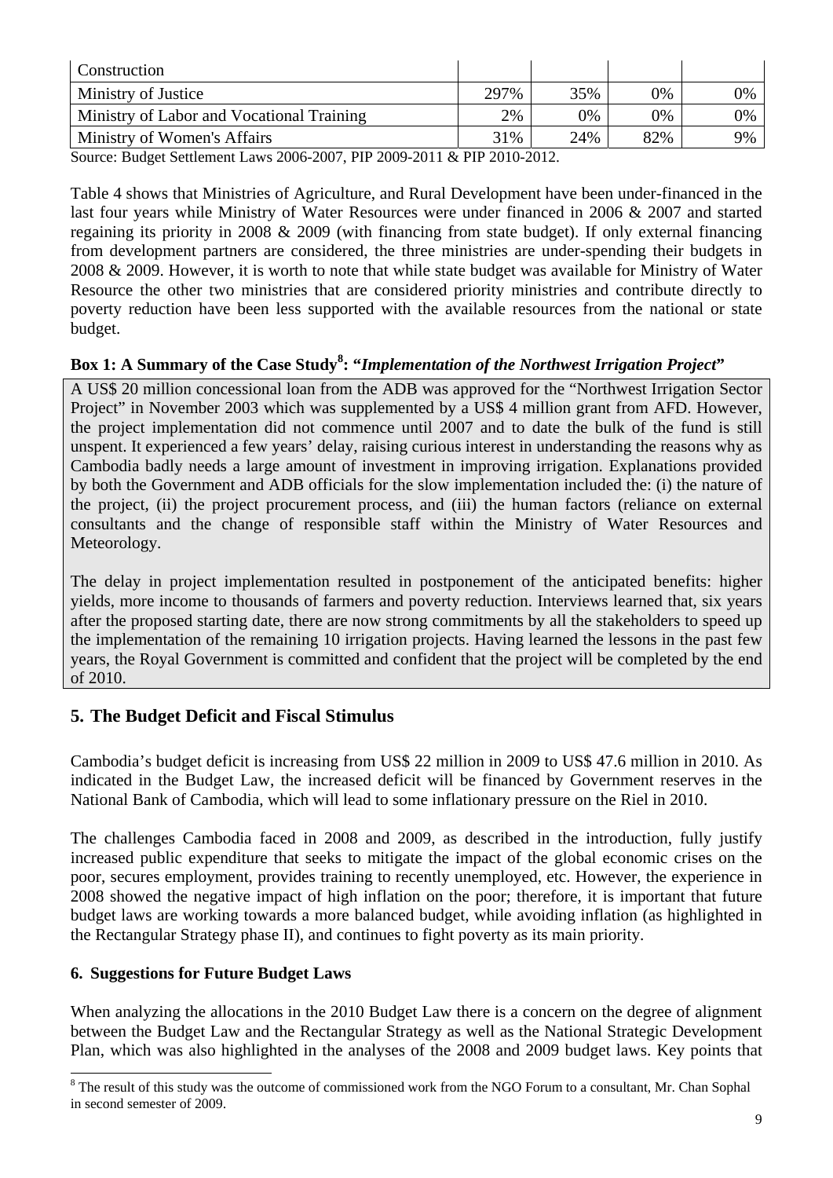| Construction | | | | |
|---|---|---|---|---|
| Ministry of Justice | 297% | 35% | 0% | 0% |
| Ministry of Labor and Vocational Training | 2% | 0% | 0% | 0% |
| Ministry of Women's Affairs | 31% | 24% | 82% | 9% |

Source: Budget Settlement Laws 2006-2007, PIP 2009-2011 & PIP 2010-2012.

Table 4 shows that Ministries of Agriculture, and Rural Development have been under-financed in the last four years while Ministry of Water Resources were under financed in 2006 & 2007 and started regaining its priority in 2008 & 2009 (with financing from state budget). If only external financing from development partners are considered, the three ministries are under-spending their budgets in 2008 & 2009. However, it is worth to note that while state budget was available for Ministry of Water Resource the other two ministries that are considered priority ministries and contribute directly to poverty reduction have been less supported with the available resources from the national or state budget.

**Box 1: A Summary of the Case Study[8]: "*Implementation of the Northwest Irrigation Project*"**

A US$ 20 million concessional loan from the ADB was approved for the "Northwest Irrigation Sector Project" in November 2003 which was supplemented by a US$ 4 million grant from AFD. However, the project implementation did not commence until 2007 and to date the bulk of the fund is still unspent. It experienced a few years' delay, raising curious interest in understanding the reasons why as Cambodia badly needs a large amount of investment in improving irrigation. Explanations provided by both the Government and ADB officials for the slow implementation included the: (i) the nature of the project, (ii) the project procurement process, and (iii) the human factors (reliance on external consultants and the change of responsible staff within the Ministry of Water Resources and Meteorology.

The delay in project implementation resulted in postponement of the anticipated benefits: higher yields, more income to thousands of farmers and poverty reduction. Interviews learned that, six years after the proposed starting date, there are now strong commitments by all the stakeholders to speed up the implementation of the remaining 10 irrigation projects. Having learned the lessons in the past few years, the Royal Government is committed and confident that the project will be completed by the end of 2010.

## 5. The Budget Deficit and Fiscal Stimulus

Cambodia's budget deficit is increasing from US$ 22 million in 2009 to US$ 47.6 million in 2010. As indicated in the Budget Law, the increased deficit will be financed by Government reserves in the National Bank of Cambodia, which will lead to some inflationary pressure on the Riel in 2010.

The challenges Cambodia faced in 2008 and 2009, as described in the introduction, fully justify increased public expenditure that seeks to mitigate the impact of the global economic crises on the poor, secures employment, provides training to recently unemployed, etc. However, the experience in 2008 showed the negative impact of high inflation on the poor; therefore, it is important that future budget laws are working towards a more balanced budget, while avoiding inflation (as highlighted in the Rectangular Strategy phase II), and continues to fight poverty as its main priority.

### 6. Suggestions for Future Budget Laws

When analyzing the allocations in the 2010 Budget Law there is a concern on the degree of alignment between the Budget Law and the Rectangular Strategy as well as the National Strategic Development Plan, which was also highlighted in the analyses of the 2008 and 2009 budget laws. Key points that

[8] The result of this study was the outcome of commissioned work from the NGO Forum to a consultant, Mr. Chan Sophal in second semester of 2009.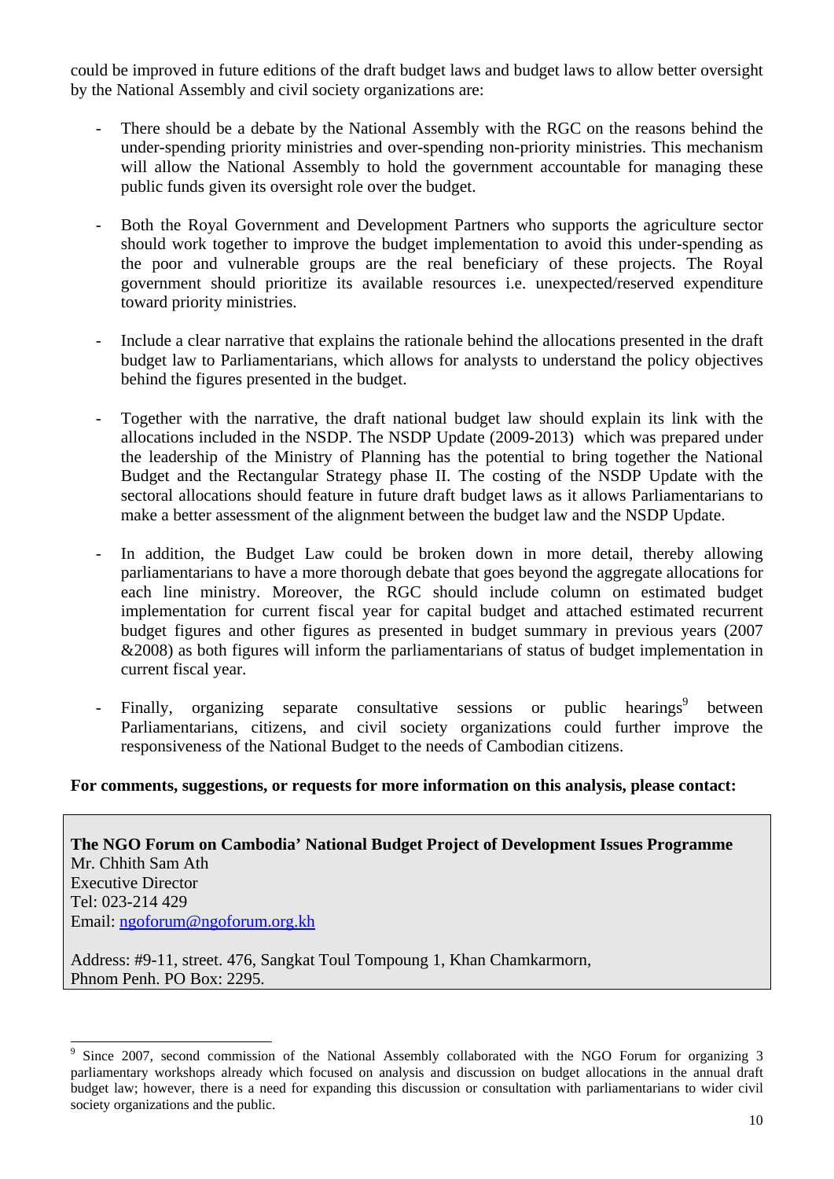could be improved in future editions of the draft budget laws and budget laws to allow better oversight by the National Assembly and civil society organizations are:

- There should be a debate by the National Assembly with the RGC on the reasons behind the under-spending priority ministries and over-spending non-priority ministries. This mechanism will allow the National Assembly to hold the government accountable for managing these public funds given its oversight role over the budget.

- Both the Royal Government and Development Partners who supports the agriculture sector should work together to improve the budget implementation to avoid this under-spending as the poor and vulnerable groups are the real beneficiary of these projects. The Royal government should prioritize its available resources i.e. unexpected/reserved expenditure toward priority ministries.

- Include a clear narrative that explains the rationale behind the allocations presented in the draft budget law to Parliamentarians, which allows for analysts to understand the policy objectives behind the figures presented in the budget.

- Together with the narrative, the draft national budget law should explain its link with the allocations included in the NSDP. The NSDP Update (2009-2013) which was prepared under the leadership of the Ministry of Planning has the potential to bring together the National Budget and the Rectangular Strategy phase II. The costing of the NSDP Update with the sectoral allocations should feature in future draft budget laws as it allows Parliamentarians to make a better assessment of the alignment between the budget law and the NSDP Update.

- In addition, the Budget Law could be broken down in more detail, thereby allowing parliamentarians to have a more thorough debate that goes beyond the aggregate allocations for each line ministry. Moreover, the RGC should include column on estimated budget implementation for current fiscal year for capital budget and attached estimated recurrent budget figures and other figures as presented in budget summary in previous years (2007 &2008) as both figures will inform the parliamentarians of status of budget implementation in current fiscal year.

- Finally, organizing separate consultative sessions or public hearings[9] between Parliamentarians, citizens, and civil society organizations could further improve the responsiveness of the National Budget to the needs of Cambodian citizens.

**For comments, suggestions, or requests for more information on this analysis, please contact:**

**The NGO Forum on Cambodia' National Budget Project of Development Issues Programme**
Mr. Chhith Sam Ath
Executive Director
Tel: 023-214 429
Email: ngoforum@ngoforum.org.kh

Address: #9-11, street. 476, Sangkat Toul Tompoung 1, Khan Chamkarmon,
Phnom Penh. PO Box: 2295.

---

[9] Since 2007, second commission of the National Assembly collaborated with the NGO Forum for organizing 3 parliamentary workshops already which focused on analysis and discussion on budget allocations in the annual draft budget law; however, there is a need for expanding this discussion or consultation with parliamentarians to wider civil society organizations and the public.